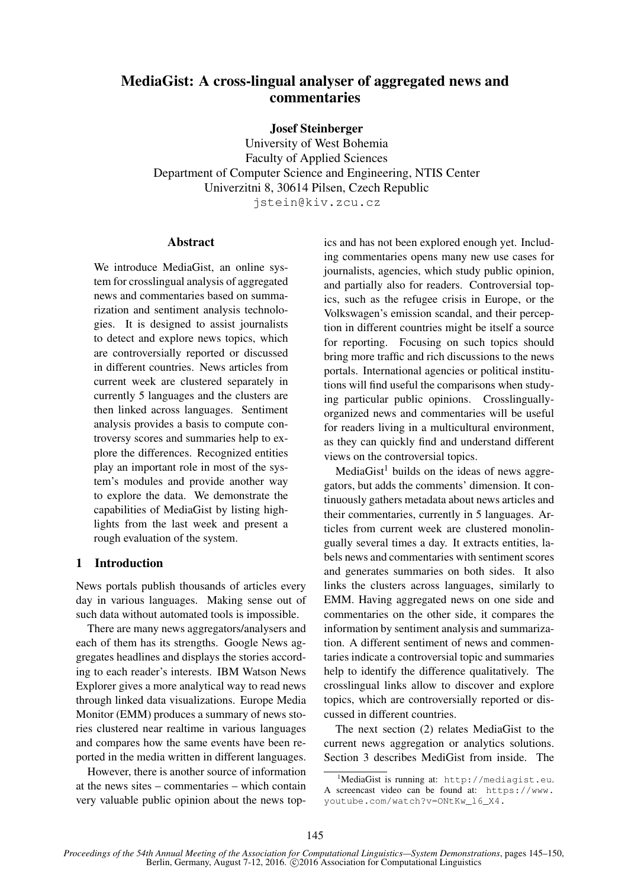# MediaGist: A cross-lingual analyser of aggregated news and commentaries

**Josef Steinberger**
University of West Bohemia
Faculty of Applied Sciences
Department of Computer Science and Engineering, NTIS Center
Univerzitni 8, 30614 Pilsen, Czech Republic
jstein@kiv.zcu.cz

## Abstract

We introduce MediaGist, an online system for crosslingual analysis of aggregated news and commentaries based on summarization and sentiment analysis technologies. It is designed to assist journalists to detect and explore news topics, which are controversially reported or discussed in different countries. News articles from current week are clustered separately in currently 5 languages and the clusters are then linked across languages. Sentiment analysis provides a basis to compute controversy scores and summaries help to explore the differences. Recognized entities play an important role in most of the system's modules and provide another way to explore the data. We demonstrate the capabilities of MediaGist by listing highlights from the last week and present a rough evaluation of the system.

## 1 Introduction

News portals publish thousands of articles every day in various languages. Making sense out of such data without automated tools is impossible.

There are many news aggregators/analysers and each of them has its strengths. Google News aggregates headlines and displays the stories according to each reader's interests. IBM Watson News Explorer gives a more analytical way to read news through linked data visualizations. Europe Media Monitor (EMM) produces a summary of news stories clustered near realtime in various languages and compares how the same events have been reported in the media written in different languages.

However, there is another source of information at the news sites – commentaries – which contain very valuable public opinion about the news topics and has not been explored enough yet. Including commentaries opens many new use cases for journalists, agencies, which study public opinion, and partially also for readers. Controversial topics, such as the refugee crisis in Europe, or the Volkswagen's emission scandal, and their perception in different countries might be itself a source for reporting. Focusing on such topics should bring more traffic and rich discussions to the news portals. International agencies or political institutions will find useful the comparisons when studying particular public opinions. Crosslingually-organized news and commentaries will be useful for readers living in a multicultural environment, as they can quickly find and understand different views on the controversial topics.

MediaGist[1] builds on the ideas of news aggregators, but adds the comments' dimension. It continuously gathers metadata about news articles and their commentaries, currently in 5 languages. Articles from current week are clustered monolingually several times a day. It extracts entities, labels news and commentaries with sentiment scores and generates summaries on both sides. It also links the clusters across languages, similarly to EMM. Having aggregated news on one side and commentaries on the other side, it compares the information by sentiment analysis and summarization. A different sentiment of news and commentaries indicate a controversial topic and summaries help to identify the difference qualitatively. The crosslingual links allow to discover and explore topics, which are controversially reported or discussed in different countries.

The next section (2) relates MediaGist to the current news aggregation or analytics solutions. Section 3 describes MediGist from inside. The

[1] MediaGist is running at: http://mediagist.eu. A screencast video can be found at: https://www.youtube.com/watch?v=ONtKw_l6_X4.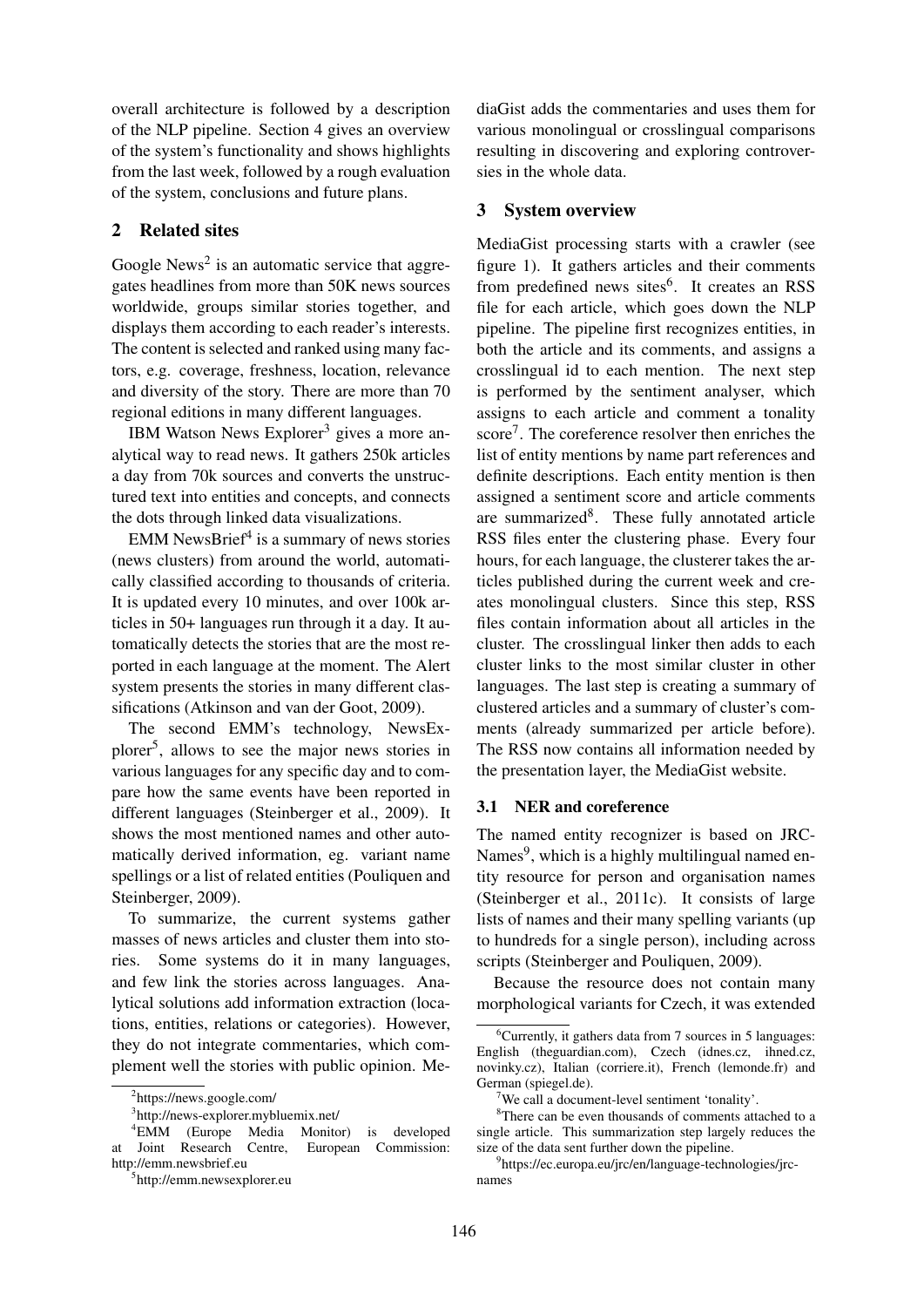overall architecture is followed by a description of the NLP pipeline. Section 4 gives an overview of the system's functionality and shows highlights from the last week, followed by a rough evaluation of the system, conclusions and future plans.

## 2 Related sites

Google News[2] is an automatic service that aggregates headlines from more than 50K news sources worldwide, groups similar stories together, and displays them according to each reader's interests. The content is selected and ranked using many factors, e.g. coverage, freshness, location, relevance and diversity of the story. There are more than 70 regional editions in many different languages.

IBM Watson News Explorer[3] gives a more analytical way to read news. It gathers 250k articles a day from 70k sources and converts the unstructured text into entities and concepts, and connects the dots through linked data visualizations.

EMM NewsBrief[4] is a summary of news stories (news clusters) from around the world, automatically classified according to thousands of criteria. It is updated every 10 minutes, and over 100k articles in 50+ languages run through it a day. It automatically detects the stories that are the most reported in each language at the moment. The Alert system presents the stories in many different classifications (Atkinson and van der Goot, 2009).

The second EMM's technology, NewsExplorer[5], allows to see the major news stories in various languages for any specific day and to compare how the same events have been reported in different languages (Steinberger et al., 2009). It shows the most mentioned names and other automatically derived information, eg. variant name spellings or a list of related entities (Pouliquen and Steinberger, 2009).

To summarize, the current systems gather masses of news articles and cluster them into stories. Some systems do it in many languages, and few link the stories across languages. Analytical solutions add information extraction (locations, entities, relations or categories). However, they do not integrate commentaries, which complement well the stories with public opinion. MediaGist adds the commentaries and uses them for various monolingual or crosslingual comparisons resulting in discovering and exploring controversies in the whole data.

## 3 System overview

MediaGist processing starts with a crawler (see figure 1). It gathers articles and their comments from predefined news sites[6]. It creates an RSS file for each article, which goes down the NLP pipeline. The pipeline first recognizes entities, in both the article and its comments, and assigns a crosslingual id to each mention. The next step is performed by the sentiment analyser, which assigns to each article and comment a tonality score[7]. The coreference resolver then enriches the list of entity mentions by name part references and definite descriptions. Each entity mention is then assigned a sentiment score and article comments are summarized[8]. These fully annotated article RSS files enter the clustering phase. Every four hours, for each language, the clusterer takes the articles published during the current week and creates monolingual clusters. Since this step, RSS files contain information about all articles in the cluster. The crosslingual linker then adds to each cluster links to the most similar cluster in other languages. The last step is creating a summary of clustered articles and a summary of cluster's comments (already summarized per article before). The RSS now contains all information needed by the presentation layer, the MediaGist website.

### 3.1 NER and coreference

The named entity recognizer is based on JRC-Names[9], which is a highly multilingual named entity resource for person and organisation names (Steinberger et al., 2011c). It consists of large lists of names and their many spelling variants (up to hundreds for a single person), including across scripts (Steinberger and Pouliquen, 2009).

Because the resource does not contain many morphological variants for Czech, it was extended

---

[2] https://news.google.com/

[3] http://news-explorer.mybluemix.net/

[4] EMM (Europe Media Monitor) is developed at Joint Research Centre, European Commission: http://emm.newsbrief.eu

[5] http://emm.newsexplorer.eu

[6] Currently, it gathers data from 7 sources in 5 languages: English (theguardian.com), Czech (idnes.cz, ihned.cz, novinky.cz), Italian (corriere.it), French (lemonde.fr) and German (spiegel.de).

[7] We call a document-level sentiment 'tonality'.

[8] There can be even thousands of comments attached to a single article. This summarization step largely reduces the size of the data sent further down the pipeline.

[9] https://ec.europa.eu/jrc/en/language-technologies/jrc-names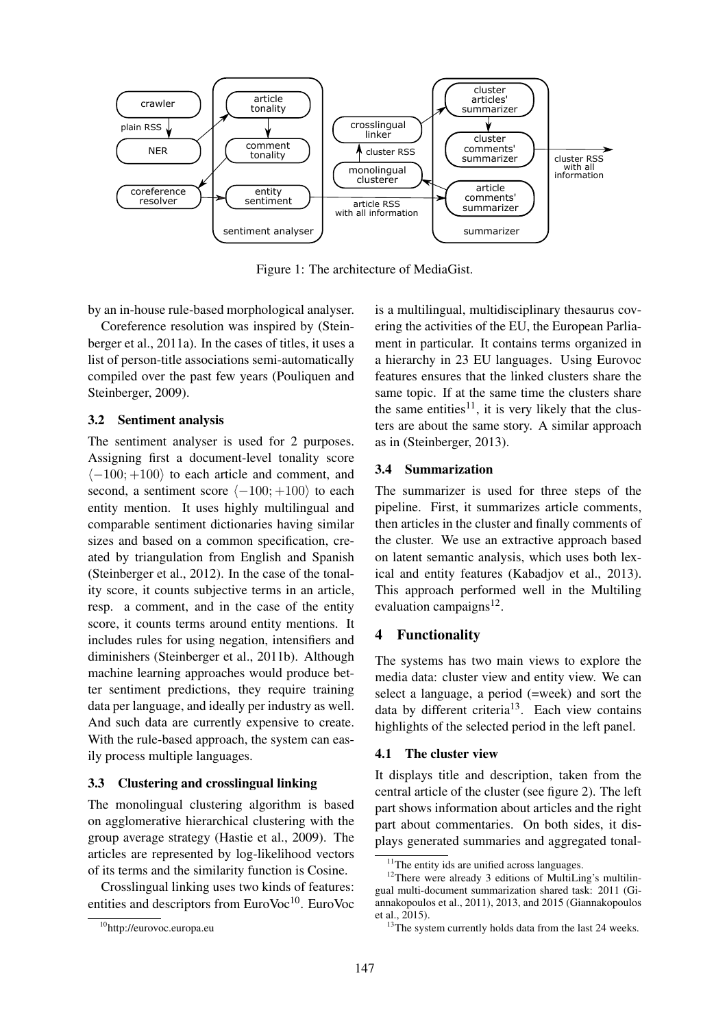Figure 1: The architecture of MediaGist.

by an in-house rule-based morphological analyser.

Coreference resolution was inspired by (Steinberger et al., 2011a). In the cases of titles, it uses a list of person-title associations semi-automatically compiled over the past few years (Pouliquen and Steinberger, 2009).

### 3.2 Sentiment analysis

The sentiment analyser is used for 2 purposes. Assigning first a document-level tonality score $\langle -100; +100 \rangle$ to each article and comment, and second, a sentiment score $\langle -100; +100 \rangle$ to each entity mention. It uses highly multilingual and comparable sentiment dictionaries having similar sizes and based on a common specification, created by triangulation from English and Spanish (Steinberger et al., 2012). In the case of the tonality score, it counts subjective terms in an article, resp. a comment, and in the case of the entity score, it counts terms around entity mentions. It includes rules for using negation, intensifiers and diminishers (Steinberger et al., 2011b). Although machine learning approaches would produce better sentiment predictions, they require training data per language, and ideally per industry as well. And such data are currently expensive to create. With the rule-based approach, the system can easily process multiple languages.

### 3.3 Clustering and crosslingual linking

The monolingual clustering algorithm is based on agglomerative hierarchical clustering with the group average strategy (Hastie et al., 2009). The articles are represented by log-likelihood vectors of its terms and the similarity function is Cosine.

Crosslingual linking uses two kinds of features: entities and descriptors from EuroVoc[10]. EuroVoc is a multilingual, multidisciplinary thesaurus covering the activities of the EU, the European Parliament in particular. It contains terms organized in a hierarchy in 23 EU languages. Using Eurovoc features ensures that the linked clusters share the same topic. If at the same time the clusters share the same entities[11], it is very likely that the clusters are about the same story. A similar approach as in (Steinberger, 2013).

### 3.4 Summarization

The summarizer is used for three steps of the pipeline. First, it summarizes article comments, then articles in the cluster and finally comments of the cluster. We use an extractive approach based on latent semantic analysis, which uses both lexical and entity features (Kabadjov et al., 2013). This approach performed well in the Multiling evaluation campaigns[12].

## 4 Functionality

The systems has two main views to explore the media data: cluster view and entity view. We can select a language, a period (=week) and sort the data by different criteria[13]. Each view contains highlights of the selected period in the left panel.

### 4.1 The cluster view

It displays title and description, taken from the central article of the cluster (see figure 2). The left part shows information about articles and the right part about commentaries. On both sides, it displays generated summaries and aggregated tonal-

[10]http://eurovoc.europa.eu

[11]The entity ids are unified across languages.

[12]There were already 3 editions of MultiLing's multilingual multi-document summarization shared task: 2011 (Giannakopoulos et al., 2011), 2013, and 2015 (Giannakopoulos et al., 2015).

[13]The system currently holds data from the last 24 weeks.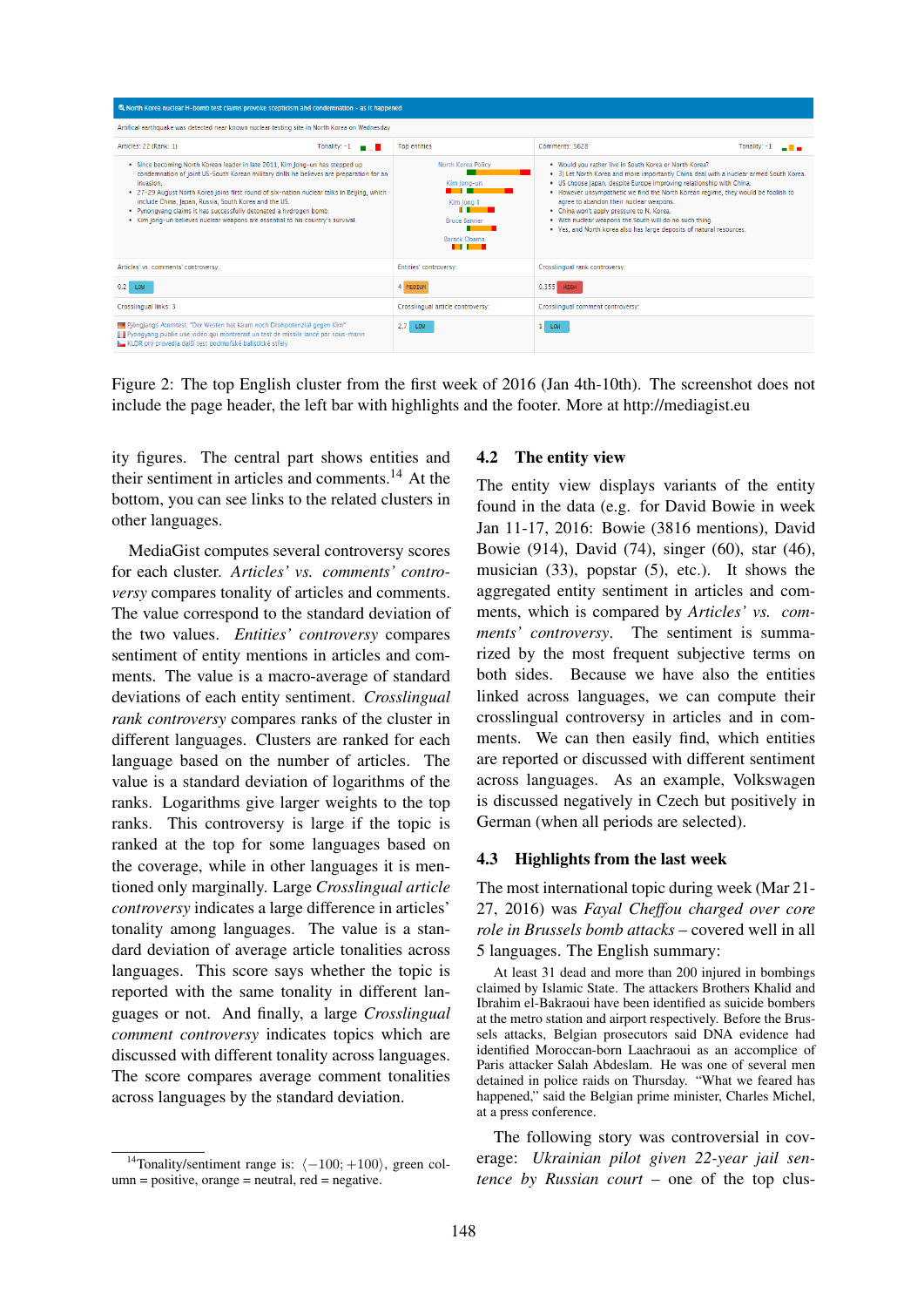Figure 2: The top English cluster from the first week of 2016 (Jan 4th-10th). The screenshot does not include the page header, the left bar with highlights and the footer. More at http://mediagist.eu

ity figures. The central part shows entities and their sentiment in articles and comments.[14] At the bottom, you can see links to the related clusters in other languages.

MediaGist computes several controversy scores for each cluster. *Articles' vs. comments' controversy* compares tonality of articles and comments. The value correspond to the standard deviation of the two values. *Entities' controversy* compares sentiment of entity mentions in articles and comments. The value is a macro-average of standard deviations of each entity sentiment. *Crosslingual rank controversy* compares ranks of the cluster in different languages. Clusters are ranked for each language based on the number of articles. The value is a standard deviation of logarithms of the ranks. Logarithms give larger weights to the top ranks. This controversy is large if the topic is ranked at the top for some languages based on the coverage, while in other languages it is mentioned only marginally. Large *Crosslingual article controversy* indicates a large difference in articles' tonality among languages. The value is a standard deviation of average article tonalities across languages. This score says whether the topic is reported with the same tonality in different languages or not. And finally, a large *Crosslingual comment controversy* indicates topics which are discussed with different tonality across languages. The score compares average comment tonalities across languages by the standard deviation.

[14]Tonality/sentiment range is: $\langle -100; +100 \rangle$, green column = positive, orange = neutral, red = negative.

## 4.2 The entity view

The entity view displays variants of the entity found in the data (e.g. for David Bowie in week Jan 11-17, 2016: Bowie (3816 mentions), David Bowie (914), David (74), singer (60), star (46), musician (33), popstar (5), etc.). It shows the aggregated entity sentiment in articles and comments, which is compared by *Articles' vs. comments' controversy*. The sentiment is summarized by the most frequent subjective terms on both sides. Because we have also the entities linked across languages, we can compute their crosslingual controversy in articles and in comments. We can then easily find, which entities are reported or discussed with different sentiment across languages. As an example, Volkswagen is discussed negatively in Czech but positively in German (when all periods are selected).

## 4.3 Highlights from the last week

The most international topic during week (Mar 21-27, 2016) was *Fayal Cheffou charged over core role in Brussels bomb attacks* – covered well in all 5 languages. The English summary:

At least 31 dead and more than 200 injured in bombings claimed by Islamic State. The attackers Brothers Khalid and Ibrahim el-Bakraoui have been identified as suicide bombers at the metro station and airport respectively. Before the Brussels attacks, Belgian prosecutors said DNA evidence had identified Moroccan-born Laachraoui as an accomplice of Paris attacker Salah Abdeslam. He was one of several men detained in police raids on Thursday. "What we feared has happened," said the Belgian prime minister, Charles Michel, at a press conference.

The following story was controversial in coverage: *Ukrainian pilot given 22-year jail sentence by Russian court* – one of the top clus-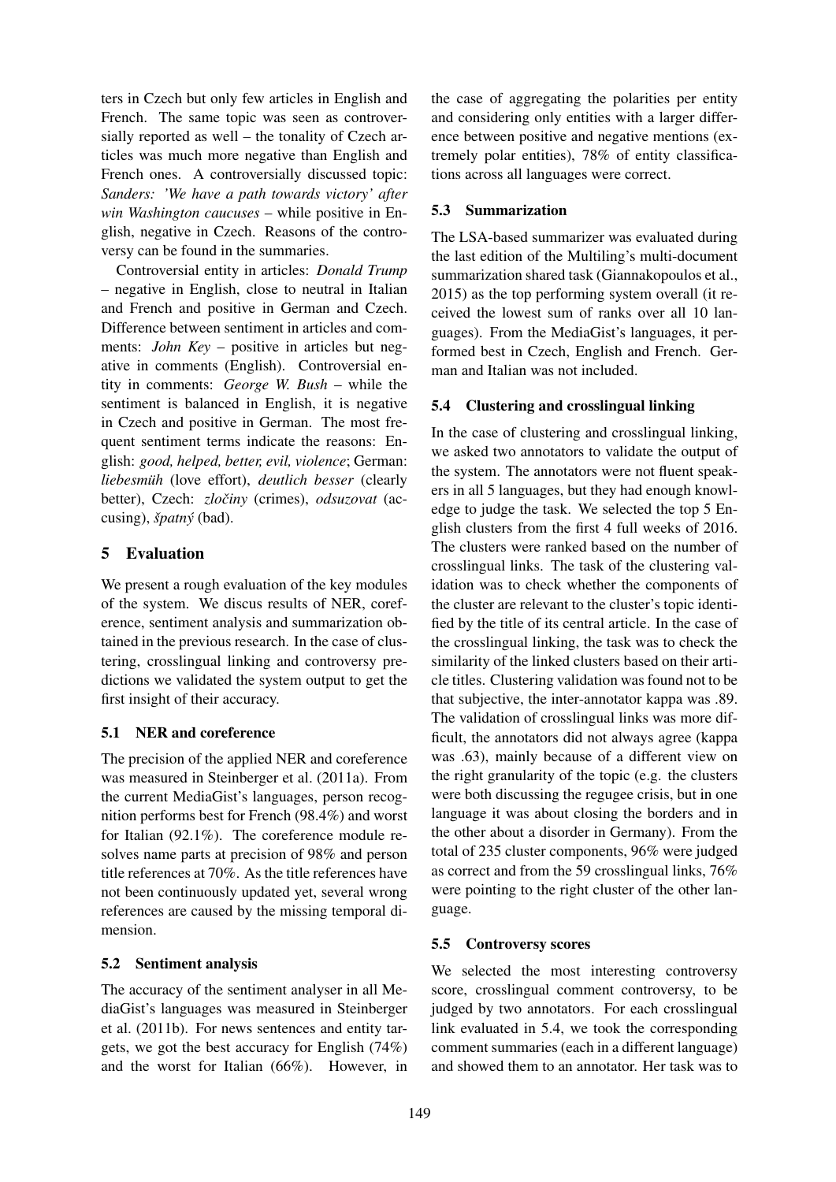ters in Czech but only few articles in English and French. The same topic was seen as controversially reported as well – the tonality of Czech articles was much more negative than English and French ones. A controversially discussed topic: *Sanders: 'We have a path towards victory' after win Washington caucuses* – while positive in English, negative in Czech. Reasons of the controversy can be found in the summaries.

Controversial entity in articles: *Donald Trump* – negative in English, close to neutral in Italian and French and positive in German and Czech. Difference between sentiment in articles and comments: *John Key* – positive in articles but negative in comments (English). Controversial entity in comments: *George W. Bush* – while the sentiment is balanced in English, it is negative in Czech and positive in German. The most frequent sentiment terms indicate the reasons: English: *good, helped, better, evil, violence*; German: *liebesmüh* (love effort), *deutlich besser* (clearly better), Czech: *zločiny* (crimes), *odsuzovat* (accusing), *špatný* (bad).

## 5 Evaluation

We present a rough evaluation of the key modules of the system. We discus results of NER, coreference, sentiment analysis and summarization obtained in the previous research. In the case of clustering, crosslingual linking and controversy predictions we validated the system output to get the first insight of their accuracy.

### 5.1 NER and coreference

The precision of the applied NER and coreference was measured in Steinberger et al. (2011a). From the current MediaGist's languages, person recognition performs best for French (98.4%) and worst for Italian (92.1%). The coreference module resolves name parts at precision of 98% and person title references at 70%. As the title references have not been continuously updated yet, several wrong references are caused by the missing temporal dimension.

### 5.2 Sentiment analysis

The accuracy of the sentiment analyser in all MediaGist's languages was measured in Steinberger et al. (2011b). For news sentences and entity targets, we got the best accuracy for English (74%) and the worst for Italian (66%). However, in the case of aggregating the polarities per entity and considering only entities with a larger difference between positive and negative mentions (extremely polar entities), 78% of entity classifications across all languages were correct.

### 5.3 Summarization

The LSA-based summarizer was evaluated during the last edition of the Multiling's multi-document summarization shared task (Giannakopoulos et al., 2015) as the top performing system overall (it received the lowest sum of ranks over all 10 languages). From the MediaGist's languages, it performed best in Czech, English and French. German and Italian was not included.

### 5.4 Clustering and crosslingual linking

In the case of clustering and crosslingual linking, we asked two annotators to validate the output of the system. The annotators were not fluent speakers in all 5 languages, but they had enough knowledge to judge the task. We selected the top 5 English clusters from the first 4 full weeks of 2016. The clusters were ranked based on the number of crosslingual links. The task of the clustering validation was to check whether the components of the cluster are relevant to the cluster's topic identified by the title of its central article. In the case of the crosslingual linking, the task was to check the similarity of the linked clusters based on their article titles. Clustering validation was found not to be that subjective, the inter-annotator kappa was .89. The validation of crosslingual links was more difficult, the annotators did not always agree (kappa was .63), mainly because of a different view on the right granularity of the topic (e.g. the clusters were both discussing the regugee crisis, but in one language it was about closing the borders and in the other about a disorder in Germany). From the total of 235 cluster components, 96% were judged as correct and from the 59 crosslingual links, 76% were pointing to the right cluster of the other language.

### 5.5 Controversy scores

We selected the most interesting controversy score, crosslingual comment controversy, to be judged by two annotators. For each crosslingual link evaluated in 5.4, we took the corresponding comment summaries (each in a different language) and showed them to an annotator. Her task was to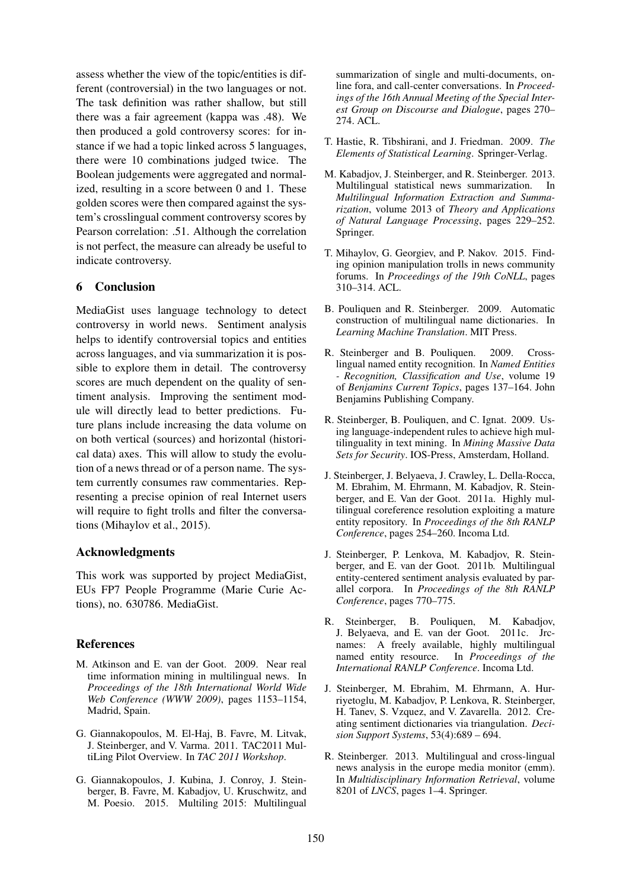assess whether the view of the topic/entities is different (controversial) in the two languages or not. The task definition was rather shallow, but still there was a fair agreement (kappa was .48). We then produced a gold controversy scores: for instance if we had a topic linked across 5 languages, there were 10 combinations judged twice. The Boolean judgements were aggregated and normalized, resulting in a score between 0 and 1. These golden scores were then compared against the system's crosslingual comment controversy scores by Pearson correlation: .51. Although the correlation is not perfect, the measure can already be useful to indicate controversy.

## 6 Conclusion

MediaGist uses language technology to detect controversy in world news. Sentiment analysis helps to identify controversial topics and entities across languages, and via summarization it is possible to explore them in detail. The controversy scores are much dependent on the quality of sentiment analysis. Improving the sentiment module will directly lead to better predictions. Future plans include increasing the data volume on on both vertical (sources) and horizontal (historical data) axes. This will allow to study the evolution of a news thread or of a person name. The system currently consumes raw commentaries. Representing a precise opinion of real Internet users will require to fight trolls and filter the conversations (Mihaylov et al., 2015).

## Acknowledgments

This work was supported by project MediaGist, EUs FP7 People Programme (Marie Curie Actions), no. 630786. MediaGist.

## References

M. Atkinson and E. van der Goot. 2009. Near real time information mining in multilingual news. In *Proceedings of the 18th International World Wide Web Conference (WWW 2009)*, pages 1153–1154, Madrid, Spain.

G. Giannakopoulos, M. El-Haj, B. Favre, M. Litvak, J. Steinberger, and V. Varma. 2011. TAC2011 MultiLing Pilot Overview. In *TAC 2011 Workshop*.

G. Giannakopoulos, J. Kubina, J. Conroy, J. Steinberger, B. Favre, M. Kabadjov, U. Kruschwitz, and M. Poesio. 2015. Multiling 2015: Multilingual summarization of single and multi-documents, online fora, and call-center conversations. In *Proceedings of the 16th Annual Meeting of the Special Interest Group on Discourse and Dialogue*, pages 270–274. ACL.

T. Hastie, R. Tibshirani, and J. Friedman. 2009. *The Elements of Statistical Learning*. Springer-Verlag.

M. Kabadjov, J. Steinberger, and R. Steinberger. 2013. Multilingual statistical news summarization. In *Multilingual Information Extraction and Summarization*, volume 2013 of *Theory and Applications of Natural Language Processing*, pages 229–252. Springer.

T. Mihaylov, G. Georgiev, and P. Nakov. 2015. Finding opinion manipulation trolls in news community forums. In *Proceedings of the 19th CoNLL*, pages 310–314. ACL.

B. Pouliquen and R. Steinberger. 2009. Automatic construction of multilingual name dictionaries. In *Learning Machine Translation*. MIT Press.

R. Steinberger and B. Pouliquen. 2009. Cross-lingual named entity recognition. In *Named Entities - Recognition, Classification and Use*, volume 19 of *Benjamins Current Topics*, pages 137–164. John Benjamins Publishing Company.

R. Steinberger, B. Pouliquen, and C. Ignat. 2009. Using language-independent rules to achieve high multilinguality in text mining. In *Mining Massive Data Sets for Security*. IOS-Press, Amsterdam, Holland.

J. Steinberger, J. Belyaeva, J. Crawley, L. Della-Rocca, M. Ebrahim, M. Ehrmann, M. Kabadjov, R. Steinberger, and E. Van der Goot. 2011a. Highly multilingual coreference resolution exploiting a mature entity repository. In *Proceedings of the 8th RANLP Conference*, pages 254–260. Incoma Ltd.

J. Steinberger, P. Lenkova, M. Kabadjov, R. Steinberger, and E. van der Goot. 2011b. Multilingual entity-centered sentiment analysis evaluated by parallel corpora. In *Proceedings of the 8th RANLP Conference*, pages 770–775.

R. Steinberger, B. Pouliquen, M. Kabadjov, J. Belyaeva, and E. van der Goot. 2011c. Jrc-names: A freely available, highly multilingual named entity resource. In *Proceedings of the International RANLP Conference*. Incoma Ltd.

J. Steinberger, M. Ebrahim, M. Ehrmann, A. Hurriyetoglu, M. Kabadjov, P. Lenkova, R. Steinberger, H. Tanev, S. Vzquez, and V. Zavarella. 2012. Creating sentiment dictionaries via triangulation. *Decision Support Systems*, 53(4):689 – 694.

R. Steinberger. 2013. Multilingual and cross-lingual news analysis in the europe media monitor (emm). In *Multidisciplinary Information Retrieval*, volume 8201 of *LNCS*, pages 1–4. Springer.